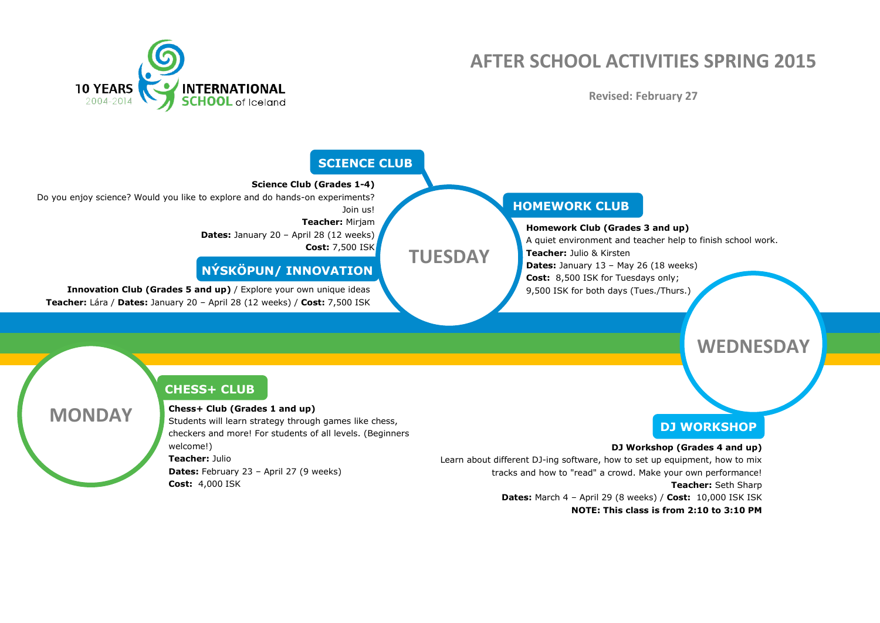10 YEARS 2004-2014 INTERNATIONAL SCHOOL of Iceland

# AFTER SCHOOL ACTIVITIES SPRING 2015

**Revised: February 27**

## MONDAY

### CHESS+ CLUB

**Chess+ Club (Grades 1 and up)**
Students will learn strategy through games like chess, checkers and more! For students of all levels. (Beginners welcome!)
**Teacher:** Julio
**Dates:** February 23 – April 27 (9 weeks)
**Cost:** 4,000 ISK

## TUESDAY

### SCIENCE CLUB

**Science Club (Grades 1-4)**
Do you enjoy science? Would you like to explore and do hands-on experiments? Join us!
**Teacher:** Mirjam
**Dates:** January 20 – April 28 (12 weeks)
**Cost:** 7,500 ISK

### NÝSKÖPUN/ INNOVATION

**Innovation Club (Grades 5 and up)** / Explore your own unique ideas
**Teacher:** Lára / **Dates:** January 20 – April 28 (12 weeks) / **Cost:** 7,500 ISK

### HOMEWORK CLUB

**Homework Club (Grades 3 and up)**
A quiet environment and teacher help to finish school work.
**Teacher:** Julio & Kirsten
**Dates:** January 13 – May 26 (18 weeks)
**Cost:** 8,500 ISK for Tuesdays only;
9,500 ISK for both days (Tues./Thurs.)

## WEDNESDAY

### DJ WORKSHOP

**DJ Workshop (Grades 4 and up)**
Learn about different DJ-ing software, how to set up equipment, how to mix tracks and how to "read" a crowd. Make your own performance!
**Teacher:** Seth Sharp
**Dates:** March 4 – April 29 (8 weeks) / **Cost:** 10,000 ISK ISK
**NOTE: This class is from 2:10 to 3:10 PM**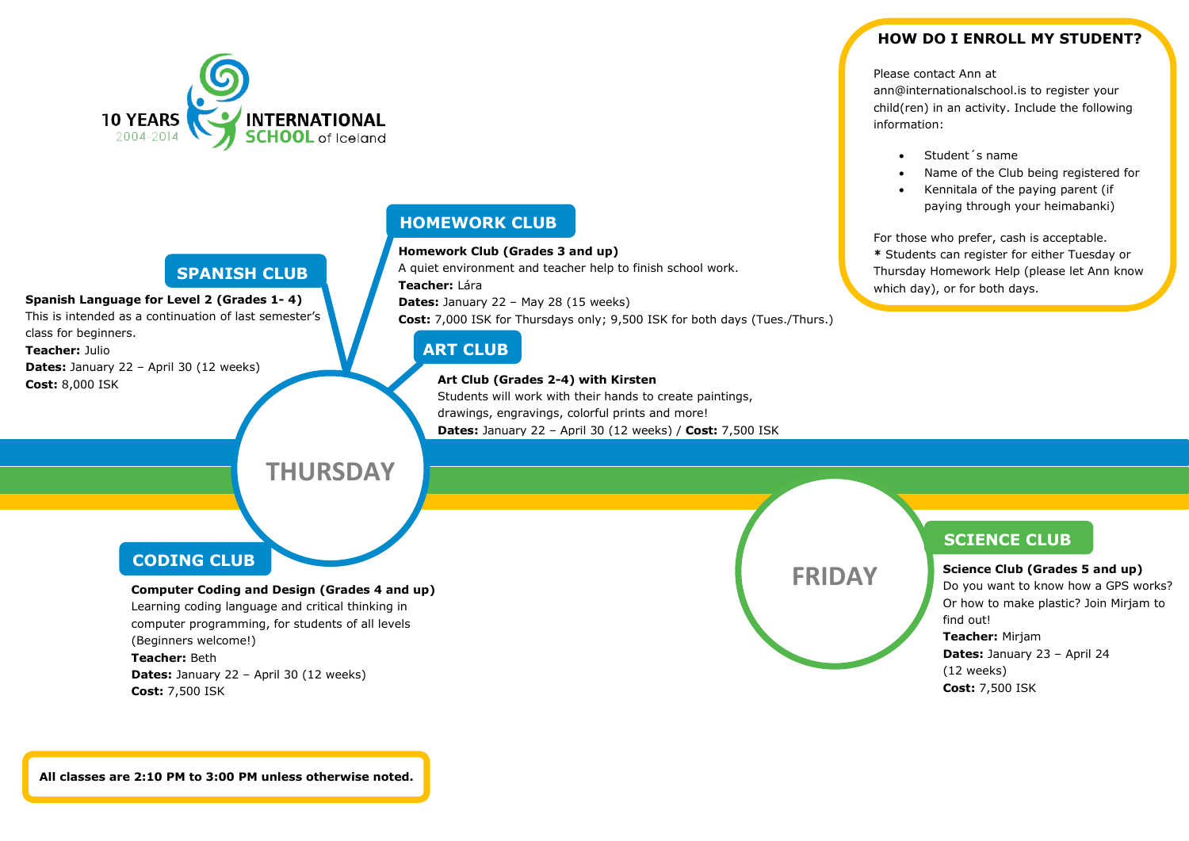10 YEARS 2004-2014 INTERNATIONAL SCHOOL of Iceland

## HOW DO I ENROLL MY STUDENT?

Please contact Ann at ann@internationalschool.is to register your child(ren) in an activity. Include the following information:

- Student´s name
- Name of the Club being registered for
- Kennitala of the paying parent (if paying through your heimabanki)

For those who prefer, cash is acceptable.
**\*** Students can register for either Tuesday or Thursday Homework Help (please let Ann know which day), or for both days.

# THURSDAY

## SPANISH CLUB

**Spanish Language for Level 2 (Grades 1- 4)**
This is intended as a continuation of last semester's class for beginners.
**Teacher:** Julio
**Dates:** January 22 – April 30 (12 weeks)
**Cost:** 8,000 ISK

## HOMEWORK CLUB

**Homework Club (Grades 3 and up)**
A quiet environment and teacher help to finish school work.
**Teacher:** Lára
**Dates:** January 22 – May 28 (15 weeks)
**Cost:** 7,000 ISK for Thursdays only; 9,500 ISK for both days (Tues./Thurs.)

## ART CLUB

**Art Club (Grades 2-4) with Kirsten**
Students will work with their hands to create paintings, drawings, engravings, colorful prints and more!
**Dates:** January 22 – April 30 (12 weeks) / **Cost:** 7,500 ISK

## CODING CLUB

**Computer Coding and Design (Grades 4 and up)**
Learning coding language and critical thinking in computer programming, for students of all levels (Beginners welcome!)
**Teacher:** Beth
**Dates:** January 22 – April 30 (12 weeks)
**Cost:** 7,500 ISK

# FRIDAY

## SCIENCE CLUB

**Science Club (Grades 5 and up)**
Do you want to know how a GPS works? Or how to make plastic? Join Mirjam to find out!
**Teacher:** Mirjam
**Dates:** January 23 – April 24 (12 weeks)
**Cost:** 7,500 ISK

**All classes are 2:10 PM to 3:00 PM unless otherwise noted.**